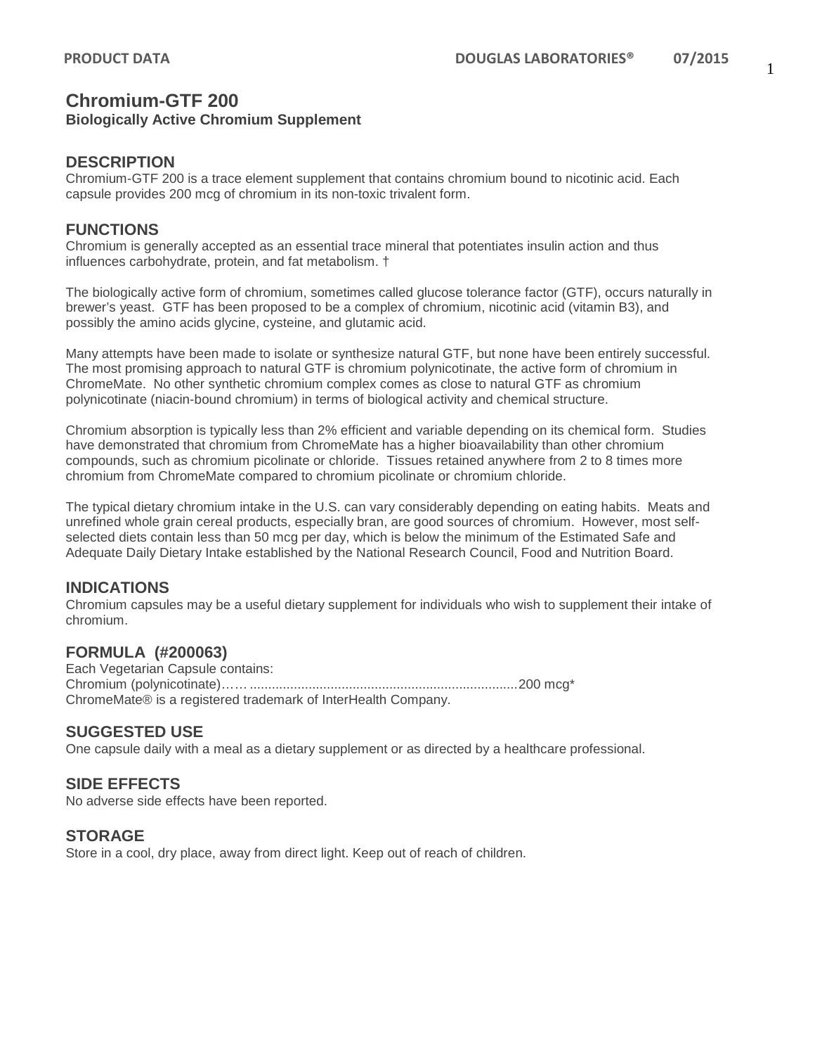# Chromium-GTF 200

**Biologically Active Chromium Supplement**

## DESCRIPTION

Chromium-GTF 200 is a trace element supplement that contains chromium bound to nicotinic acid. Each capsule provides 200 mcg of chromium in its non-toxic trivalent form.

## FUNCTIONS

Chromium is generally accepted as an essential trace mineral that potentiates insulin action and thus influences carbohydrate, protein, and fat metabolism. †

The biologically active form of chromium, sometimes called glucose tolerance factor (GTF), occurs naturally in brewer's yeast. GTF has been proposed to be a complex of chromium, nicotinic acid (vitamin B3), and possibly the amino acids glycine, cysteine, and glutamic acid.

Many attempts have been made to isolate or synthesize natural GTF, but none have been entirely successful. The most promising approach to natural GTF is chromium polynicotinate, the active form of chromium in ChromeMate. No other synthetic chromium complex comes as close to natural GTF as chromium polynicotinate (niacin-bound chromium) in terms of biological activity and chemical structure.

Chromium absorption is typically less than 2% efficient and variable depending on its chemical form. Studies have demonstrated that chromium from ChromeMate has a higher bioavailability than other chromium compounds, such as chromium picolinate or chloride. Tissues retained anywhere from 2 to 8 times more chromium from ChromeMate compared to chromium picolinate or chromium chloride.

The typical dietary chromium intake in the U.S. can vary considerably depending on eating habits. Meats and unrefined whole grain cereal products, especially bran, are good sources of chromium. However, most self-selected diets contain less than 50 mcg per day, which is below the minimum of the Estimated Safe and Adequate Daily Dietary Intake established by the National Research Council, Food and Nutrition Board.

## INDICATIONS

Chromium capsules may be a useful dietary supplement for individuals who wish to supplement their intake of chromium.

## FORMULA (#200063)

Each Vegetarian Capsule contains:
Chromium (polynicotinate)…… ........................................................................200 mcg*
ChromeMate® is a registered trademark of InterHealth Company.

## SUGGESTED USE

One capsule daily with a meal as a dietary supplement or as directed by a healthcare professional.

## SIDE EFFECTS

No adverse side effects have been reported.

## STORAGE

Store in a cool, dry place, away from direct light. Keep out of reach of children.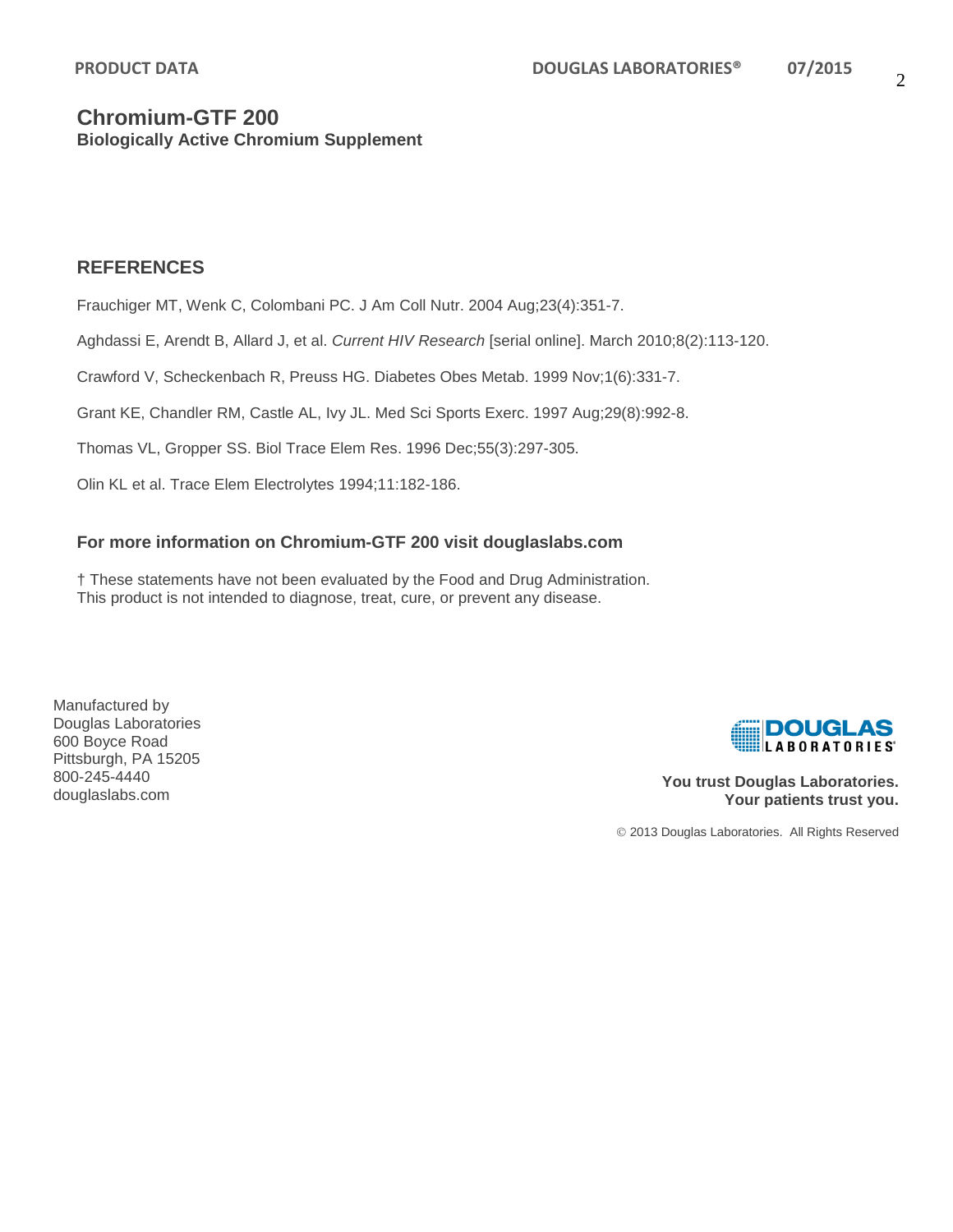# Chromium-GTF 200

**Biologically Active Chromium Supplement**

## REFERENCES

Frauchiger MT, Wenk C, Colombani PC. J Am Coll Nutr. 2004 Aug;23(4):351-7.

Aghdassi E, Arendt B, Allard J, et al. *Current HIV Research* [serial online]. March 2010;8(2):113-120.

Crawford V, Scheckenbach R, Preuss HG. Diabetes Obes Metab. 1999 Nov;1(6):331-7.

Grant KE, Chandler RM, Castle AL, Ivy JL. Med Sci Sports Exerc. 1997 Aug;29(8):992-8.

Thomas VL, Gropper SS. Biol Trace Elem Res. 1996 Dec;55(3):297-305.

Olin KL et al. Trace Elem Electrolytes 1994;11:182-186.

### For more information on Chromium-GTF 200 visit douglaslabs.com

† These statements have not been evaluated by the Food and Drug Administration.
This product is not intended to diagnose, treat, cure, or prevent any disease.

Manufactured by
Douglas Laboratories
600 Boyce Road
Pittsburgh, PA 15205
800-245-4440
douglaslabs.com

DOUGLAS LABORATORIES

**You trust Douglas Laboratories.**
**Your patients trust you.**

© 2013 Douglas Laboratories. All Rights Reserved